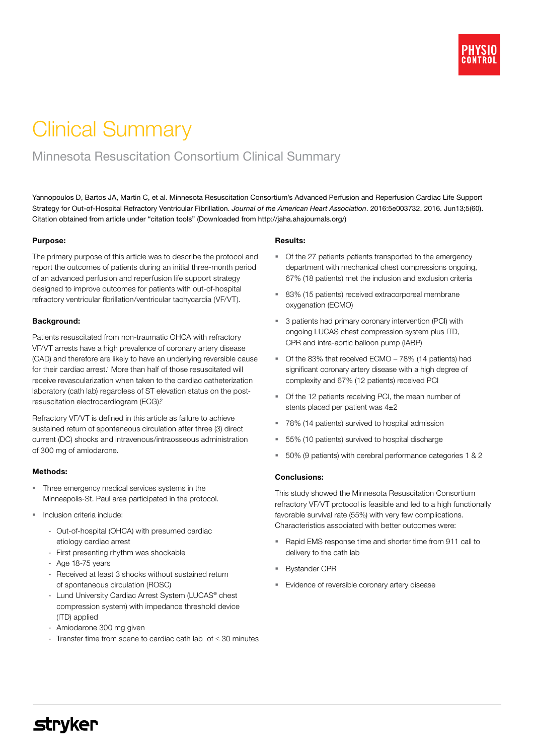# Clinical Summary

## Minnesota Resuscitation Consortium Clinical Summary

Yannopoulos D, Bartos JA, Martin C, et al. Minnesota Resuscitation Consortium's Advanced Perfusion and Reperfusion Cardiac Life Support Strategy for Out-of-Hospital Refractory Ventricular Fibrillation. *Journal of the American Heart Association*. 2016:5e003732. 2016. Jun13;5(60). Citation obtained from article under "citation tools" (Downloaded from http://jaha.ahajournals.org/)

**Purpose:**

The primary purpose of this article was to describe the protocol and report the outcomes of patients during an initial three-month period of an advanced perfusion and reperfusion life support strategy designed to improve outcomes for patients with out-of-hospital refractory ventricular fibrillation/ventricular tachycardia (VF/VT).

**Background:**

Patients resuscitated from non-traumatic OHCA with refractory VF/VT arrests have a high prevalence of coronary artery disease (CAD) and therefore are likely to have an underlying reversible cause for their cardiac arrest.[1] More than half of those resuscitated will receive revascularization when taken to the cardiac catheterization laboratory (cath lab) regardless of ST elevation status on the post-resuscitation electrocardiogram (ECG).[2]

Refractory VF/VT is defined in this article as failure to achieve sustained return of spontaneous circulation after three (3) direct current (DC) shocks and intravenous/intraosseous administration of 300 mg of amiodarone.

**Methods:**

- Three emergency medical services systems in the Minneapolis-St. Paul area participated in the protocol.
- Inclusion criteria include:
  - Out-of-hospital (OHCA) with presumed cardiac etiology cardiac arrest
  - First presenting rhythm was shockable
  - Age 18-75 years
  - Received at least 3 shocks without sustained return of spontaneous circulation (ROSC)
  - Lund University Cardiac Arrest System (LUCAS® chest compression system) with impedance threshold device (ITD) applied
  - Amiodarone 300 mg given
  - Transfer time from scene to cardiac cath lab of ≤ 30 minutes

**Results:**

- Of the 27 patients patients transported to the emergency department with mechanical chest compressions ongoing, 67% (18 patients) met the inclusion and exclusion criteria
- 83% (15 patients) received extracorporeal membrane oxygenation (ECMO)
- 3 patients had primary coronary intervention (PCI) with ongoing LUCAS chest compression system plus ITD, CPR and intra-aortic balloon pump (IABP)
- Of the 83% that received ECMO – 78% (14 patients) had significant coronary artery disease with a high degree of complexity and 67% (12 patients) received PCI
- Of the 12 patients receiving PCI, the mean number of stents placed per patient was 4±2
- 78% (14 patients) survived to hospital admission
- 55% (10 patients) survived to hospital discharge
- 50% (9 patients) with cerebral performance categories 1 & 2

**Conclusions:**

This study showed the Minnesota Resuscitation Consortium refractory VF/VT protocol is feasible and led to a high functionally favorable survival rate (55%) with very few complications. Characteristics associated with better outcomes were:

- Rapid EMS response time and shorter time from 911 call to delivery to the cath lab
- Bystander CPR
- Evidence of reversible coronary artery disease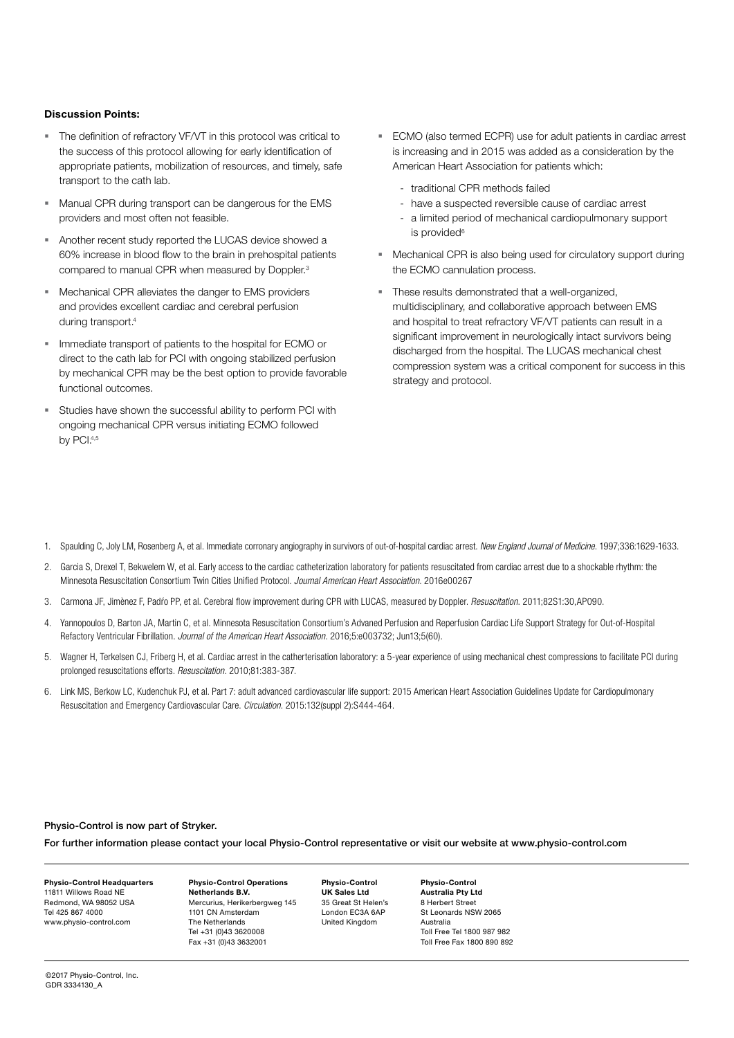**Discussion Points:**

- The definition of refractory VF/VT in this protocol was critical to the success of this protocol allowing for early identification of appropriate patients, mobilization of resources, and timely, safe transport to the cath lab.
- Manual CPR during transport can be dangerous for the EMS providers and most often not feasible.
- Another recent study reported the LUCAS device showed a 60% increase in blood flow to the brain in prehospital patients compared to manual CPR when measured by Doppler.[3]
- Mechanical CPR alleviates the danger to EMS providers and provides excellent cardiac and cerebral perfusion during transport.[4]
- Immediate transport of patients to the hospital for ECMO or direct to the cath lab for PCI with ongoing stabilized perfusion by mechanical CPR may be the best option to provide favorable functional outcomes.
- Studies have shown the successful ability to perform PCI with ongoing mechanical CPR versus initiating ECMO followed by PCI.[4,5]
- ECMO (also termed ECPR) use for adult patients in cardiac arrest is increasing and in 2015 was added as a consideration by the American Heart Association for patients which:
  - traditional CPR methods failed
  - have a suspected reversible cause of cardiac arrest
  - a limited period of mechanical cardiopulmonary support is provided[6]
- Mechanical CPR is also being used for circulatory support during the ECMO cannulation process.
- These results demonstrated that a well-organized, multidisciplinary, and collaborative approach between EMS and hospital to treat refractory VF/VT patients can result in a significant improvement in neurologically intact survivors being discharged from the hospital. The LUCAS mechanical chest compression system was a critical component for success in this strategy and protocol.

1. Spaulding C, Joly LM, Rosenberg A, et al. Immediate corronary angiography in survivors of out-of-hospital cardiac arrest. *New England Journal of Medicine*. 1997;336:1629-1633.
2. Garcia S, Drexel T, Bekwelem W, et al. Early access to the cardiac catheterization laboratory for patients resuscitated from cardiac arrest due to a shockable rhythm: the Minnesota Resuscitation Consortium Twin Cities Unified Protocol. *Journal American Heart Association*. 2016e00267
3. Carmona JF, Jimènez F, Padŕo PP, et al. Cerebral flow improvement during CPR with LUCAS, measured by Doppler. *Resuscitation*. 2011;82S1:30,AP090.
4. Yannopoulos D, Barton JA, Martin C, et al. Minnesota Resuscitation Consortium's Advaned Perfusion and Reperfusion Cardiac Life Support Strategy for Out-of-Hospital Refactory Ventricular Fibrillation. *Journal of the American Heart Association*. 2016;5:e003732; Jun13;5(60).
5. Wagner H, Terkelsen CJ, Friberg H, et al. Cardiac arrest in the catherterisation laboratory: a 5-year experience of using mechanical chest compressions to facilitate PCI during prolonged resuscitations efforts. *Resuscitation*. 2010;81:383-387.
6. Link MS, Berkow LC, Kudenchuk PJ, et al. Part 7: adult advanced cardiovascular life support: 2015 American Heart Association Guidelines Update for Cardiopulmonary Resuscitation and Emergency Cardiovascular Care. *Circulation*. 2015:132(suppl 2):S444-464.

Physio-Control is now part of Stryker.

For further information please contact your local Physio-Control representative or visit our website at www.physio-control.com

**Physio-Control Headquarters**
11811 Willows Road NE
Redmond, WA 98052 USA
Tel 425 867 4000
www.physio-control.com

**Physio-Control Operations Netherlands B.V.**
Mercurius, Herikerbergweg 145
1101 CN Amsterdam
The Netherlands
Tel +31 (0)43 3620008
Fax +31 (0)43 3632001

**Physio-Control UK Sales Ltd**
35 Great St Helen's
London EC3A 6AP
United Kingdom

**Physio-Control Australia Pty Ltd**
8 Herbert Street
St Leonards NSW 2065
Australia
Toll Free Tel 1800 987 982
Toll Free Fax 1800 890 892

©2017 Physio-Control, Inc.
GDR 3334130_A